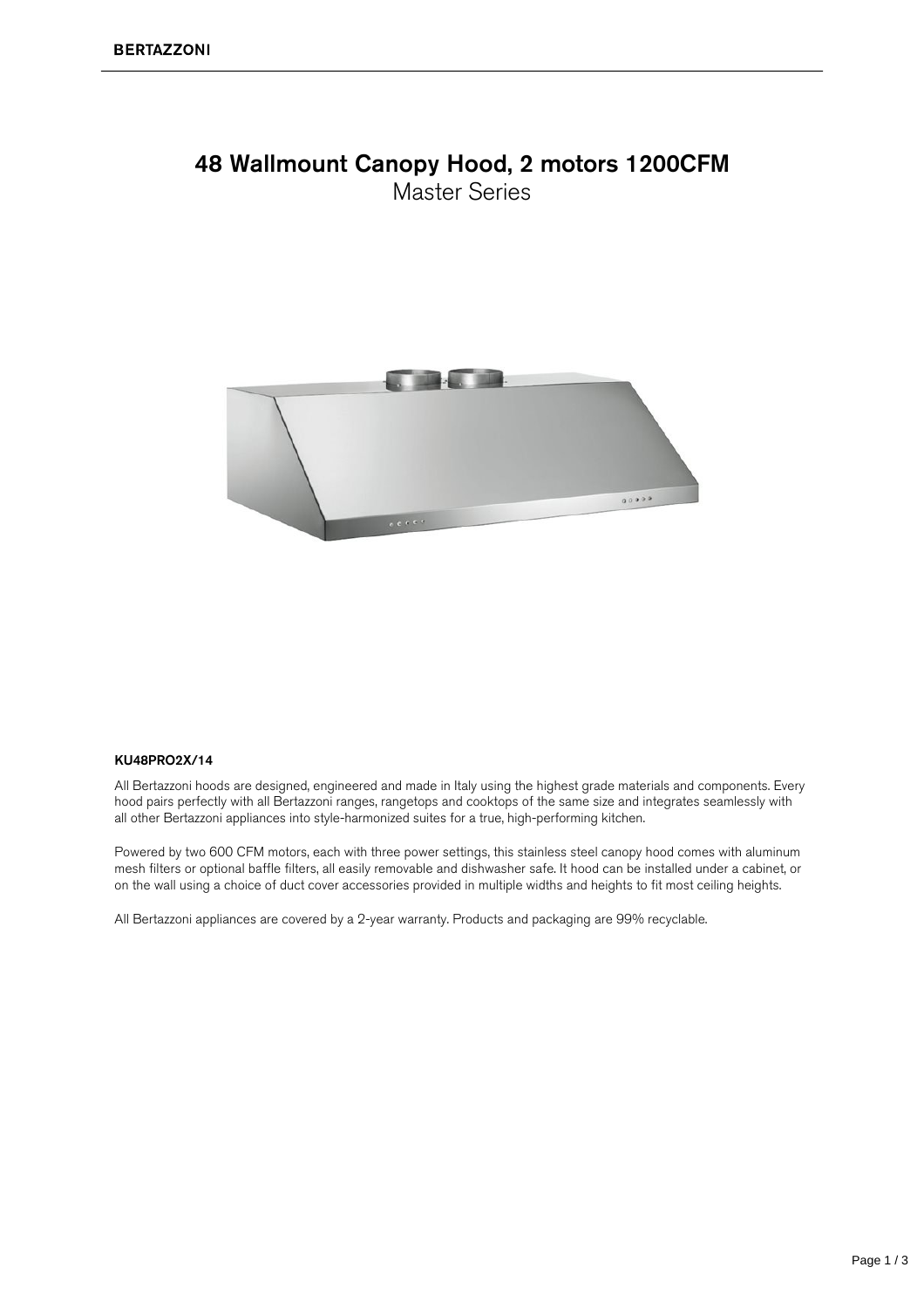# 48 Wallmount Canopy Hood, 2 motors 1200CFM

## Master Series

**KU48PRO2X/14**

All Bertazzoni hoods are designed, engineered and made in Italy using the highest grade materials and components. Every hood pairs perfectly with all Bertazzoni ranges, rangetops and cooktops of the same size and integrates seamlessly with all other Bertazzoni appliances into style-harmonized suites for a true, high-performing kitchen.

Powered by two 600 CFM motors, each with three power settings, this stainless steel canopy hood comes with aluminum mesh filters or optional baffle filters, all easily removable and dishwasher safe. It hood can be installed under a cabinet, or on the wall using a choice of duct cover accessories provided in multiple widths and heights to fit most ceiling heights.

All Bertazzoni appliances are covered by a 2-year warranty. Products and packaging are 99% recyclable.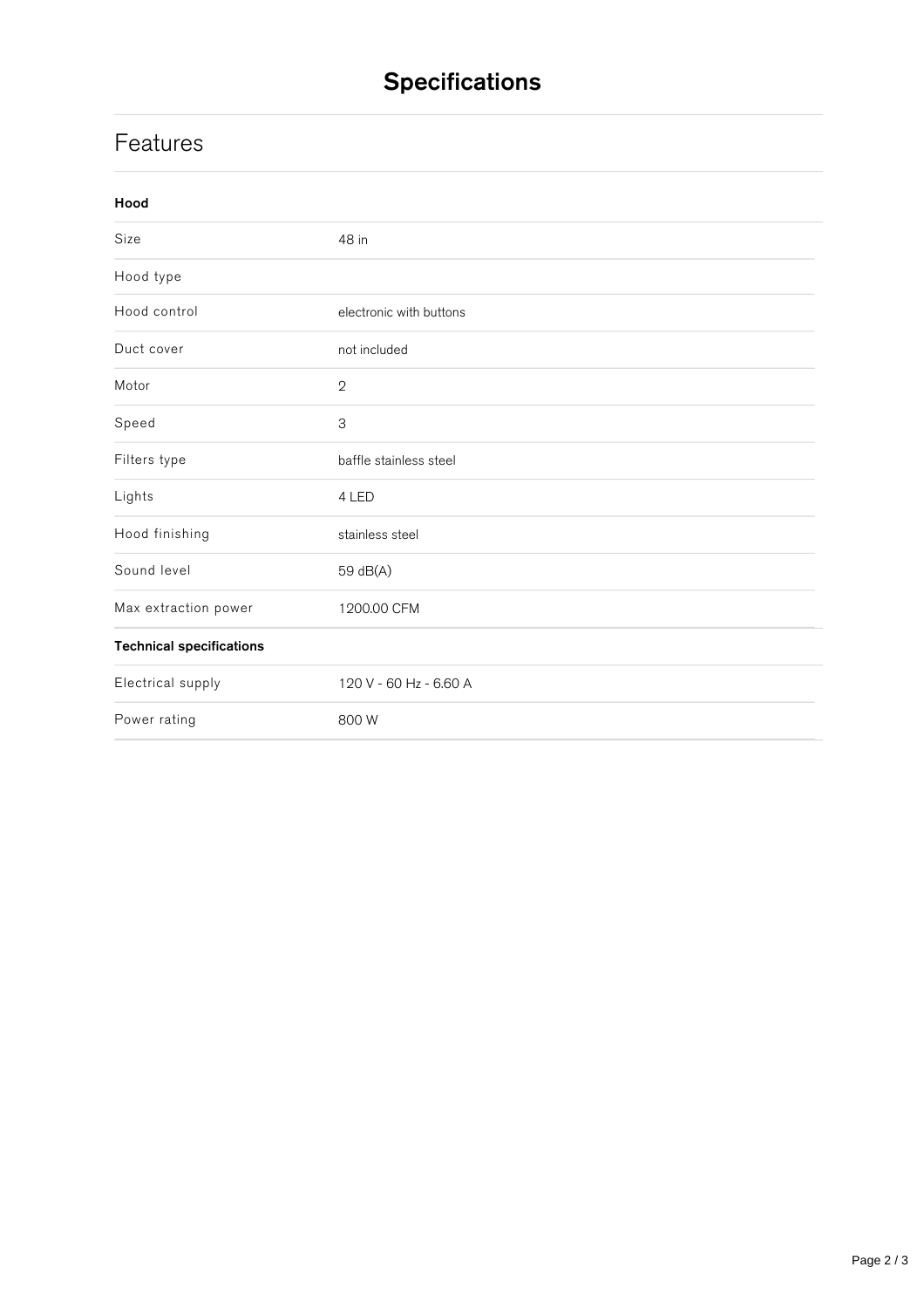# Specifications

## Features

| **Hood** | |
|---|---|
| Size | 48 in |
| Hood type | |
| Hood control | electronic with buttons |
| Duct cover | not included |
| Motor | 2 |
| Speed | 3 |
| Filters type | baffle stainless steel |
| Lights | 4 LED |
| Hood finishing | stainless steel |
| Sound level | 59 dB(A) |
| Max extraction power | 1200.00 CFM |
| **Technical specifications** | |
| Electrical supply | 120 V - 60 Hz - 6.60 A |
| Power rating | 800 W |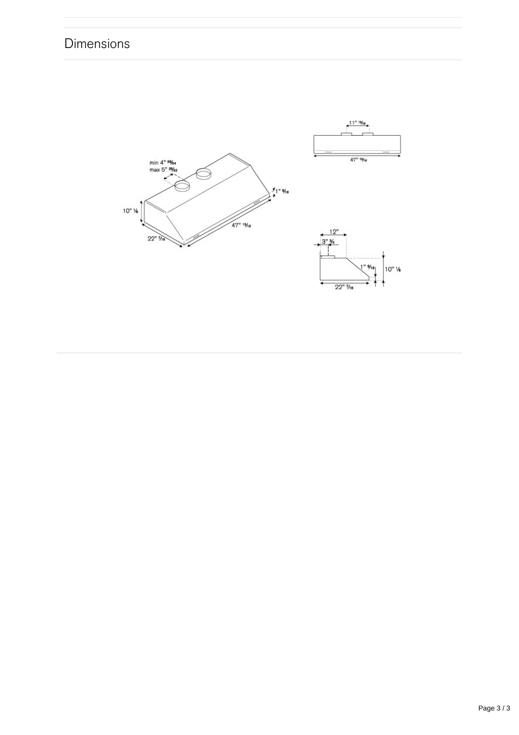## Dimensions

min 4" 59/64
max 5" 29/32

1" 9/16

10" 1/8

22" 7/16

47" 13/16

11" 13/16

47" 13/16

12"

3" 3/4

1" 9/16

10" 1/8

22" 7/16